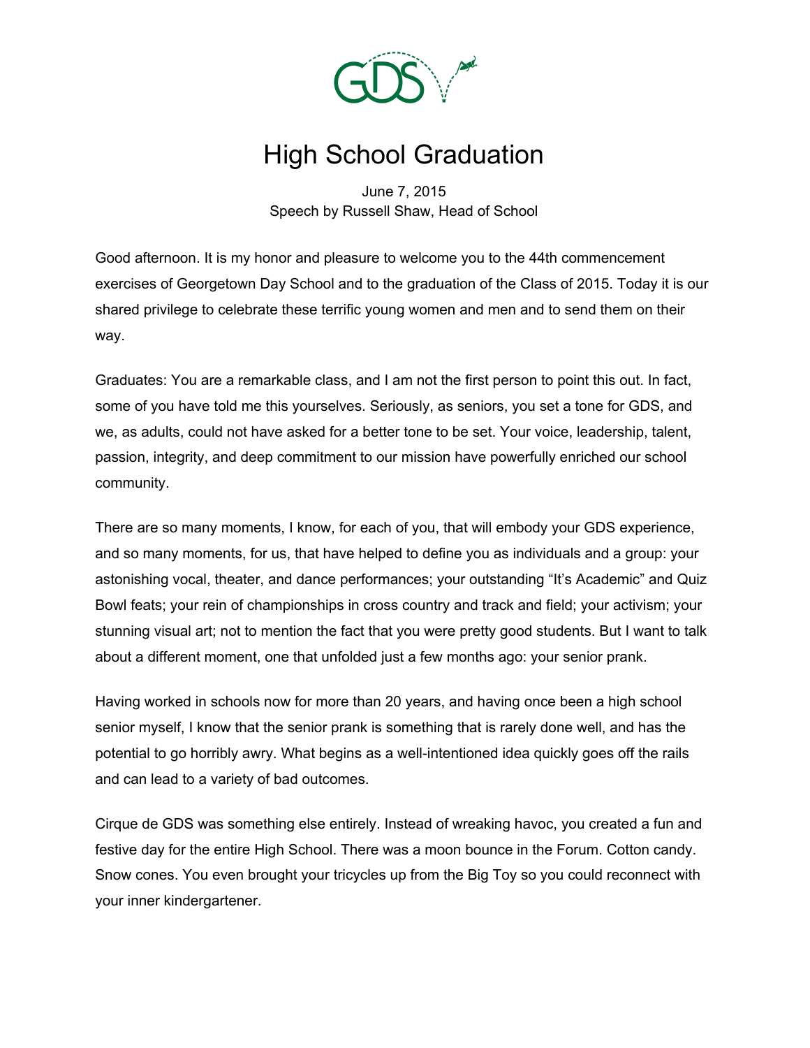# High School Graduation

June 7, 2015
Speech by Russell Shaw, Head of School

Good afternoon. It is my honor and pleasure to welcome you to the 44th commencement exercises of Georgetown Day School and to the graduation of the Class of 2015. Today it is our shared privilege to celebrate these terrific young women and men and to send them on their way.

Graduates: You are a remarkable class, and I am not the first person to point this out. In fact, some of you have told me this yourselves. Seriously, as seniors, you set a tone for GDS, and we, as adults, could not have asked for a better tone to be set. Your voice, leadership, talent, passion, integrity, and deep commitment to our mission have powerfully enriched our school community.

There are so many moments, I know, for each of you, that will embody your GDS experience, and so many moments, for us, that have helped to define you as individuals and a group: your astonishing vocal, theater, and dance performances; your outstanding "It's Academic" and Quiz Bowl feats; your rein of championships in cross country and track and field; your activism; your stunning visual art; not to mention the fact that you were pretty good students. But I want to talk about a different moment, one that unfolded just a few months ago: your senior prank.

Having worked in schools now for more than 20 years, and having once been a high school senior myself, I know that the senior prank is something that is rarely done well, and has the potential to go horribly awry. What begins as a well-intentioned idea quickly goes off the rails and can lead to a variety of bad outcomes.

Cirque de GDS was something else entirely. Instead of wreaking havoc, you created a fun and festive day for the entire High School. There was a moon bounce in the Forum. Cotton candy. Snow cones. You even brought your tricycles up from the Big Toy so you could reconnect with your inner kindergartener.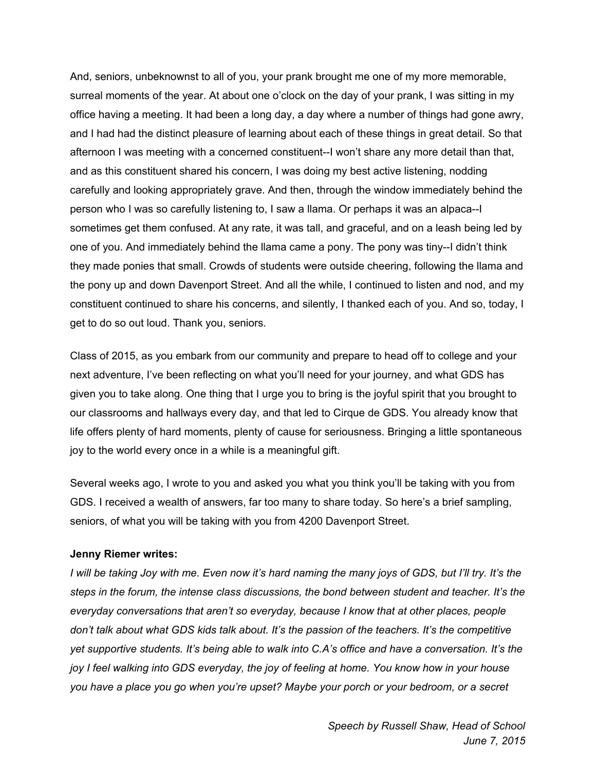And, seniors, unbeknownst to all of you, your prank brought me one of my more memorable, surreal moments of the year. At about one o'clock on the day of your prank, I was sitting in my office having a meeting. It had been a long day, a day where a number of things had gone awry, and I had had the distinct pleasure of learning about each of these things in great detail. So that afternoon I was meeting with a concerned constituent--I won't share any more detail than that, and as this constituent shared his concern, I was doing my best active listening, nodding carefully and looking appropriately grave. And then, through the window immediately behind the person who I was so carefully listening to, I saw a llama. Or perhaps it was an alpaca--I sometimes get them confused. At any rate, it was tall, and graceful, and on a leash being led by one of you. And immediately behind the llama came a pony. The pony was tiny--I didn't think they made ponies that small. Crowds of students were outside cheering, following the llama and the pony up and down Davenport Street. And all the while, I continued to listen and nod, and my constituent continued to share his concerns, and silently, I thanked each of you. And so, today, I get to do so out loud. Thank you, seniors.

Class of 2015, as you embark from our community and prepare to head off to college and your next adventure, I've been reflecting on what you'll need for your journey, and what GDS has given you to take along. One thing that I urge you to bring is the joyful spirit that you brought to our classrooms and hallways every day, and that led to Cirque de GDS. You already know that life offers plenty of hard moments, plenty of cause for seriousness. Bringing a little spontaneous joy to the world every once in a while is a meaningful gift.

Several weeks ago, I wrote to you and asked you what you think you'll be taking with you from GDS. I received a wealth of answers, far too many to share today. So here's a brief sampling, seniors, of what you will be taking with you from 4200 Davenport Street.

**Jenny Riemer writes:**

*I will be taking Joy with me. Even now it's hard naming the many joys of GDS, but I'll try. It's the steps in the forum, the intense class discussions, the bond between student and teacher. It's the everyday conversations that aren't so everyday, because I know that at other places, people don't talk about what GDS kids talk about. It's the passion of the teachers. It's the competitive yet supportive students. It's being able to walk into C.A's office and have a conversation. It's the joy I feel walking into GDS everyday, the joy of feeling at home. You know how in your house you have a place you go when you're upset? Maybe your porch or your bedroom, or a secret*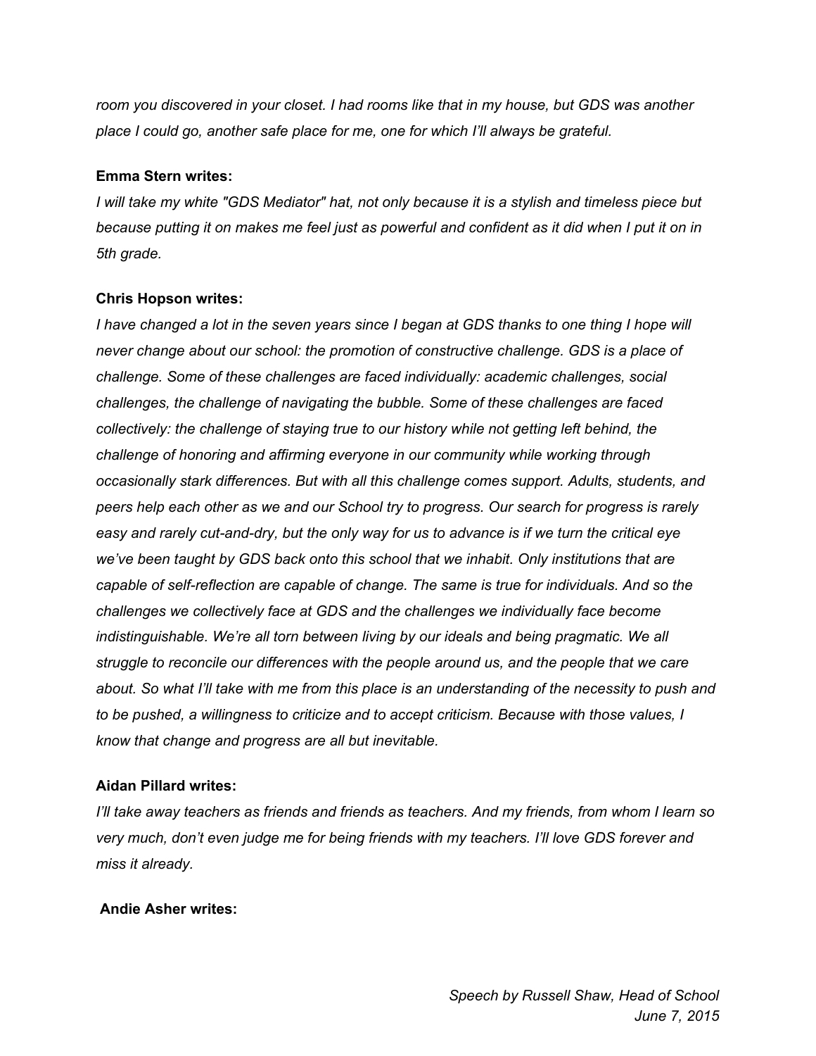*room you discovered in your closet. I had rooms like that in my house, but GDS was another place I could go, another safe place for me, one for which I'll always be grateful.*

**Emma Stern writes:**

*I will take my white "GDS Mediator" hat, not only because it is a stylish and timeless piece but because putting it on makes me feel just as powerful and confident as it did when I put it on in 5th grade.*

**Chris Hopson writes:**

*I have changed a lot in the seven years since I began at GDS thanks to one thing I hope will never change about our school: the promotion of constructive challenge. GDS is a place of challenge. Some of these challenges are faced individually: academic challenges, social challenges, the challenge of navigating the bubble. Some of these challenges are faced collectively: the challenge of staying true to our history while not getting left behind, the challenge of honoring and affirming everyone in our community while working through occasionally stark differences. But with all this challenge comes support. Adults, students, and peers help each other as we and our School try to progress. Our search for progress is rarely easy and rarely cut-and-dry, but the only way for us to advance is if we turn the critical eye we've been taught by GDS back onto this school that we inhabit. Only institutions that are capable of self-reflection are capable of change. The same is true for individuals. And so the challenges we collectively face at GDS and the challenges we individually face become indistinguishable. We're all torn between living by our ideals and being pragmatic. We all struggle to reconcile our differences with the people around us, and the people that we care about. So what I'll take with me from this place is an understanding of the necessity to push and to be pushed, a willingness to criticize and to accept criticism. Because with those values, I know that change and progress are all but inevitable.*

**Aidan Pillard writes:**

*I'll take away teachers as friends and friends as teachers. And my friends, from whom I learn so very much, don't even judge me for being friends with my teachers. I'll love GDS forever and miss it already.*

**Andie Asher writes:**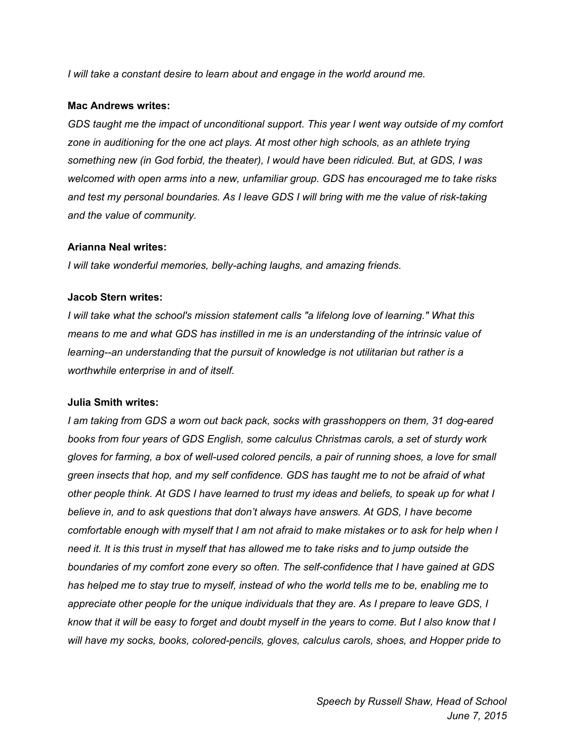*I will take a constant desire to learn about and engage in the world around me.*

**Mac Andrews writes:**
*GDS taught me the impact of unconditional support. This year I went way outside of my comfort zone in auditioning for the one act plays. At most other high schools, as an athlete trying something new (in God forbid, the theater), I would have been ridiculed. But, at GDS, I was welcomed with open arms into a new, unfamiliar group. GDS has encouraged me to take risks and test my personal boundaries. As I leave GDS I will bring with me the value of risk-taking and the value of community.*

**Arianna Neal writes:**
*I will take wonderful memories, belly-aching laughs, and amazing friends.*

**Jacob Stern writes:**
*I will take what the school's mission statement calls "a lifelong love of learning." What this means to me and what GDS has instilled in me is an understanding of the intrinsic value of learning--an understanding that the pursuit of knowledge is not utilitarian but rather is a worthwhile enterprise in and of itself.*

**Julia Smith writes:**
*I am taking from GDS a worn out back pack, socks with grasshoppers on them, 31 dog-eared books from four years of GDS English, some calculus Christmas carols, a set of sturdy work gloves for farming, a box of well-used colored pencils, a pair of running shoes, a love for small green insects that hop, and my self confidence. GDS has taught me to not be afraid of what other people think. At GDS I have learned to trust my ideas and beliefs, to speak up for what I believe in, and to ask questions that don't always have answers. At GDS, I have become comfortable enough with myself that I am not afraid to make mistakes or to ask for help when I need it. It is this trust in myself that has allowed me to take risks and to jump outside the boundaries of my comfort zone every so often. The self-confidence that I have gained at GDS has helped me to stay true to myself, instead of who the world tells me to be, enabling me to appreciate other people for the unique individuals that they are. As I prepare to leave GDS, I know that it will be easy to forget and doubt myself in the years to come. But I also know that I will have my socks, books, colored-pencils, gloves, calculus carols, shoes, and Hopper pride to*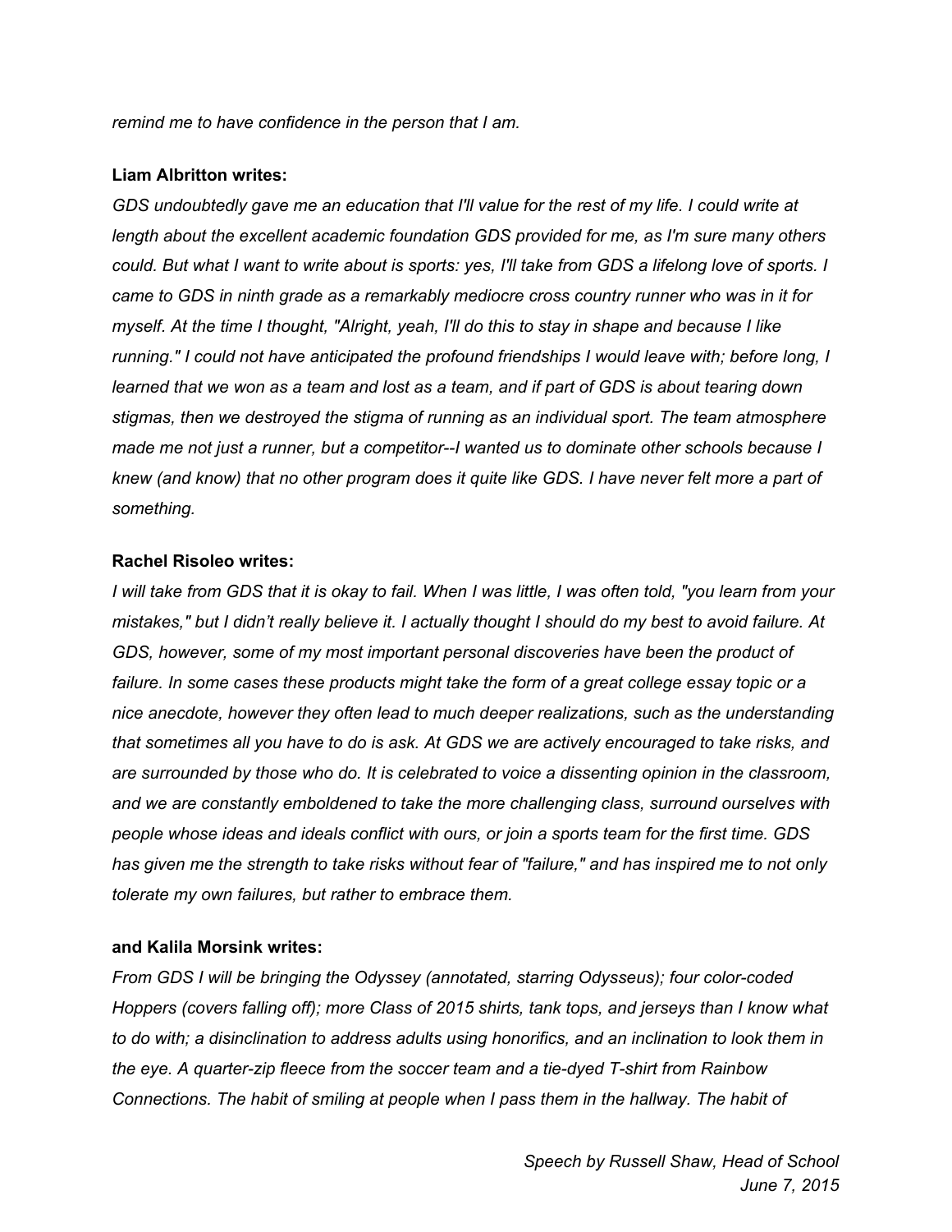*remind me to have confidence in the person that I am.*

**Liam Albritton writes:**

*GDS undoubtedly gave me an education that I'll value for the rest of my life. I could write at length about the excellent academic foundation GDS provided for me, as I'm sure many others could. But what I want to write about is sports: yes, I'll take from GDS a lifelong love of sports. I came to GDS in ninth grade as a remarkably mediocre cross country runner who was in it for myself. At the time I thought, "Alright, yeah, I'll do this to stay in shape and because I like running." I could not have anticipated the profound friendships I would leave with; before long, I learned that we won as a team and lost as a team, and if part of GDS is about tearing down stigmas, then we destroyed the stigma of running as an individual sport. The team atmosphere made me not just a runner, but a competitor--I wanted us to dominate other schools because I knew (and know) that no other program does it quite like GDS. I have never felt more a part of something.*

**Rachel Risoleo writes:**

*I will take from GDS that it is okay to fail. When I was little, I was often told, "you learn from your mistakes," but I didn't really believe it. I actually thought I should do my best to avoid failure. At GDS, however, some of my most important personal discoveries have been the product of failure. In some cases these products might take the form of a great college essay topic or a nice anecdote, however they often lead to much deeper realizations, such as the understanding that sometimes all you have to do is ask. At GDS we are actively encouraged to take risks, and are surrounded by those who do. It is celebrated to voice a dissenting opinion in the classroom, and we are constantly emboldened to take the more challenging class, surround ourselves with people whose ideas and ideals conflict with ours, or join a sports team for the first time. GDS has given me the strength to take risks without fear of "failure," and has inspired me to not only tolerate my own failures, but rather to embrace them.*

**and Kalila Morsink writes:**

*From GDS I will be bringing the Odyssey (annotated, starring Odysseus); four color-coded Hoppers (covers falling off); more Class of 2015 shirts, tank tops, and jerseys than I know what to do with; a disinclination to address adults using honorifics, and an inclination to look them in the eye. A quarter-zip fleece from the soccer team and a tie-dyed T-shirt from Rainbow Connections. The habit of smiling at people when I pass them in the hallway. The habit of*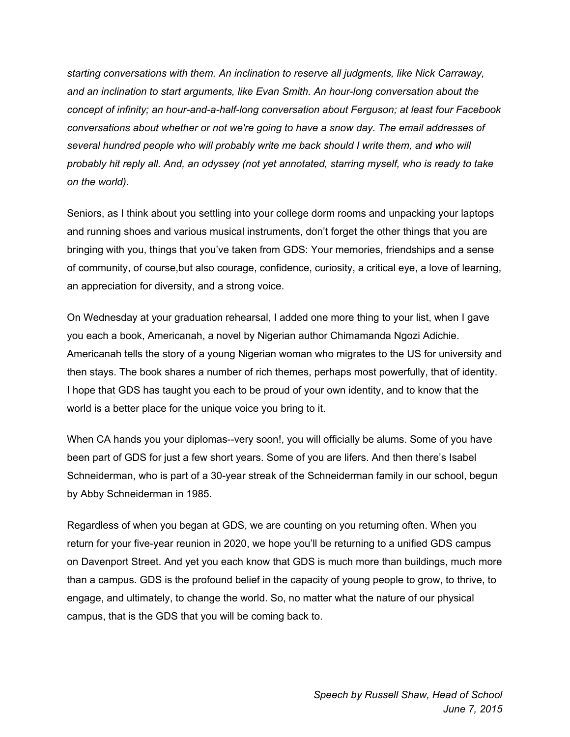*starting conversations with them. An inclination to reserve all judgments, like Nick Carraway, and an inclination to start arguments, like Evan Smith. An hour-long conversation about the concept of infinity; an hour-and-a-half-long conversation about Ferguson; at least four Facebook conversations about whether or not we're going to have a snow day. The email addresses of several hundred people who will probably write me back should I write them, and who will probably hit reply all. And, an odyssey (not yet annotated, starring myself, who is ready to take on the world).*

Seniors, as I think about you settling into your college dorm rooms and unpacking your laptops and running shoes and various musical instruments, don't forget the other things that you are bringing with you, things that you've taken from GDS: Your memories, friendships and a sense of community, of course,but also courage, confidence, curiosity, a critical eye, a love of learning, an appreciation for diversity, and a strong voice.

On Wednesday at your graduation rehearsal, I added one more thing to your list, when I gave you each a book, Americanah, a novel by Nigerian author Chimamanda Ngozi Adichie. Americanah tells the story of a young Nigerian woman who migrates to the US for university and then stays. The book shares a number of rich themes, perhaps most powerfully, that of identity. I hope that GDS has taught you each to be proud of your own identity, and to know that the world is a better place for the unique voice you bring to it.

When CA hands you your diplomas--very soon!, you will officially be alums. Some of you have been part of GDS for just a few short years. Some of you are lifers. And then there's Isabel Schneiderman, who is part of a 30-year streak of the Schneiderman family in our school, begun by Abby Schneiderman in 1985.

Regardless of when you began at GDS, we are counting on you returning often. When you return for your five-year reunion in 2020, we hope you'll be returning to a unified GDS campus on Davenport Street. And yet you each know that GDS is much more than buildings, much more than a campus. GDS is the profound belief in the capacity of young people to grow, to thrive, to engage, and ultimately, to change the world. So, no matter what the nature of our physical campus, that is the GDS that you will be coming back to.

*Speech by Russell Shaw, Head of School*
*June 7, 2015*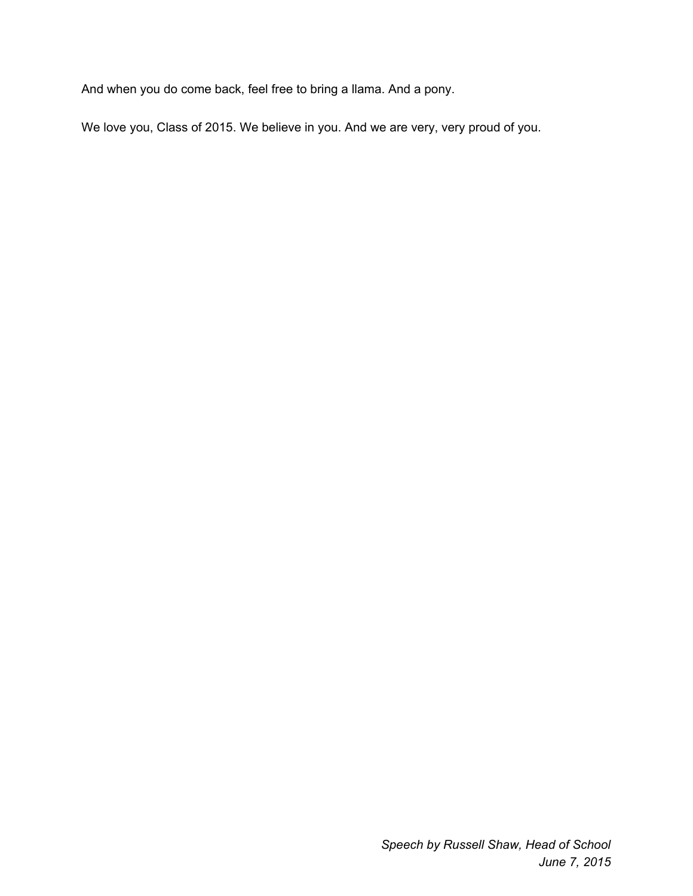And when you do come back, feel free to bring a llama. And a pony.

We love you, Class of 2015. We believe in you. And we are very, very proud of you.

*Speech by Russell Shaw, Head of School*
*June 7, 2015*